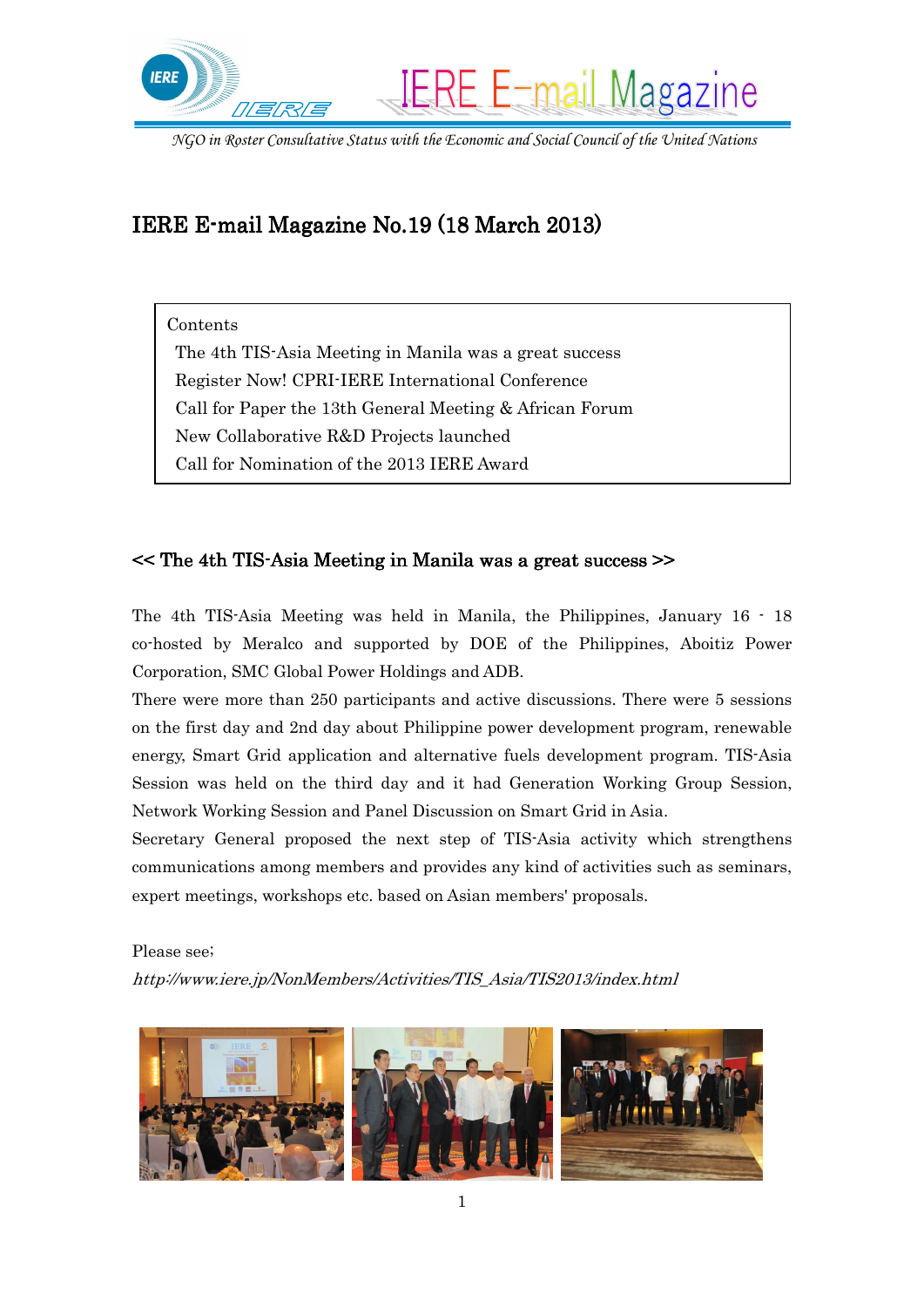IERE E-mail Magazine

*NGO in Roster Consultative Status with the Economic and Social Council of the United Nations*

# IERE E-mail Magazine No.19 (18 March 2013)

Contents
- The 4th TIS-Asia Meeting in Manila was a great success
- Register Now! CPRI-IERE International Conference
- Call for Paper the 13th General Meeting & African Forum
- New Collaborative R&D Projects launched
- Call for Nomination of the 2013 IERE Award

## << The 4th TIS-Asia Meeting in Manila was a great success >>

The 4th TIS-Asia Meeting was held in Manila, the Philippines, January 16 - 18 co-hosted by Meralco and supported by DOE of the Philippines, Aboitiz Power Corporation, SMC Global Power Holdings and ADB.

There were more than 250 participants and active discussions. There were 5 sessions on the first day and 2nd day about Philippine power development program, renewable energy, Smart Grid application and alternative fuels development program. TIS-Asia Session was held on the third day and it had Generation Working Group Session, Network Working Session and Panel Discussion on Smart Grid in Asia.

Secretary General proposed the next step of TIS-Asia activity which strengthens communications among members and provides any kind of activities such as seminars, expert meetings, workshops etc. based on Asian members' proposals.

Please see;

*http://www.iere.jp/NonMembers/Activities/TIS_Asia/TIS2013/index.html*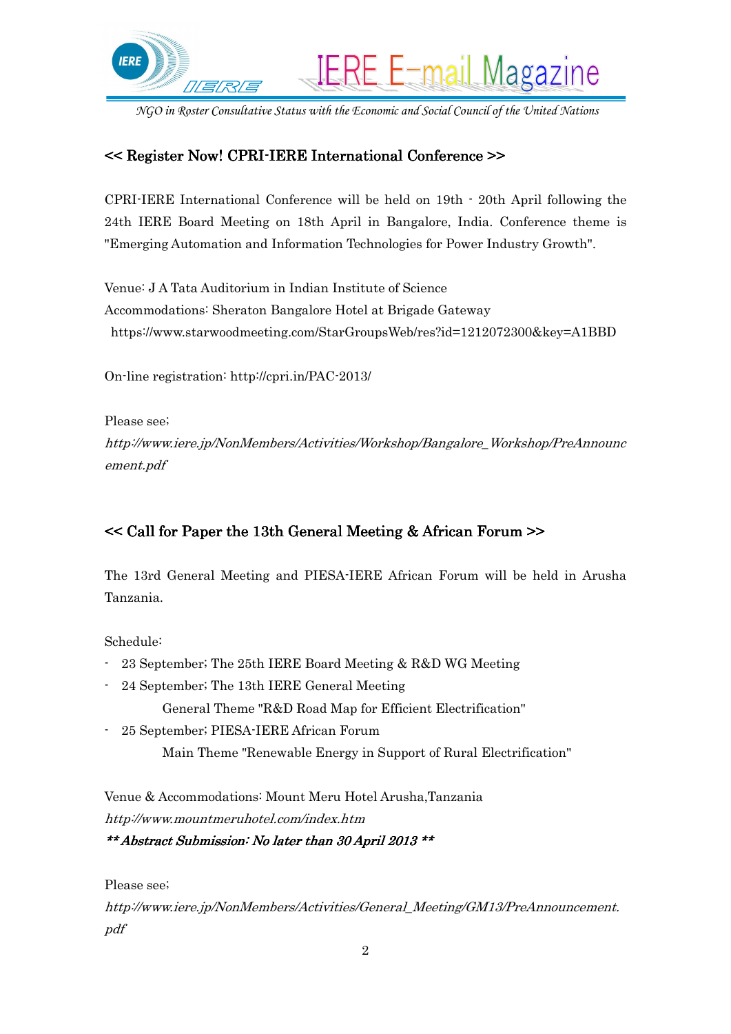## << Register Now! CPRI-IERE International Conference >>

CPRI-IERE International Conference will be held on 19th - 20th April following the 24th IERE Board Meeting on 18th April in Bangalore, India. Conference theme is "Emerging Automation and Information Technologies for Power Industry Growth".

Venue: J A Tata Auditorium in Indian Institute of Science
Accommodations: Sheraton Bangalore Hotel at Brigade Gateway
https://www.starwoodmeeting.com/StarGroupsWeb/res?id=1212072300&key=A1BBD

On-line registration: http://cpri.in/PAC-2013/

Please see;
*http://www.iere.jp/NonMembers/Activities/Workshop/Bangalore_Workshop/PreAnnouncement.pdf*

## << Call for Paper the 13th General Meeting & African Forum >>

The 13rd General Meeting and PIESA-IERE African Forum will be held in Arusha Tanzania.

Schedule:
- 23 September; The 25th IERE Board Meeting & R&D WG Meeting
- 24 September; The 13th IERE General Meeting
  General Theme "R&D Road Map for Efficient Electrification"
- 25 September; PIESA-IERE African Forum
  Main Theme "Renewable Energy in Support of Rural Electrification"

Venue & Accommodations: Mount Meru Hotel Arusha,Tanzania
*http://www.mountmeruhotel.com/index.htm*
***\*\* Abstract Submission: No later than 30 April 2013 \*\****

Please see;
*http://www.iere.jp/NonMembers/Activities/General_Meeting/GM13/PreAnnouncement.pdf*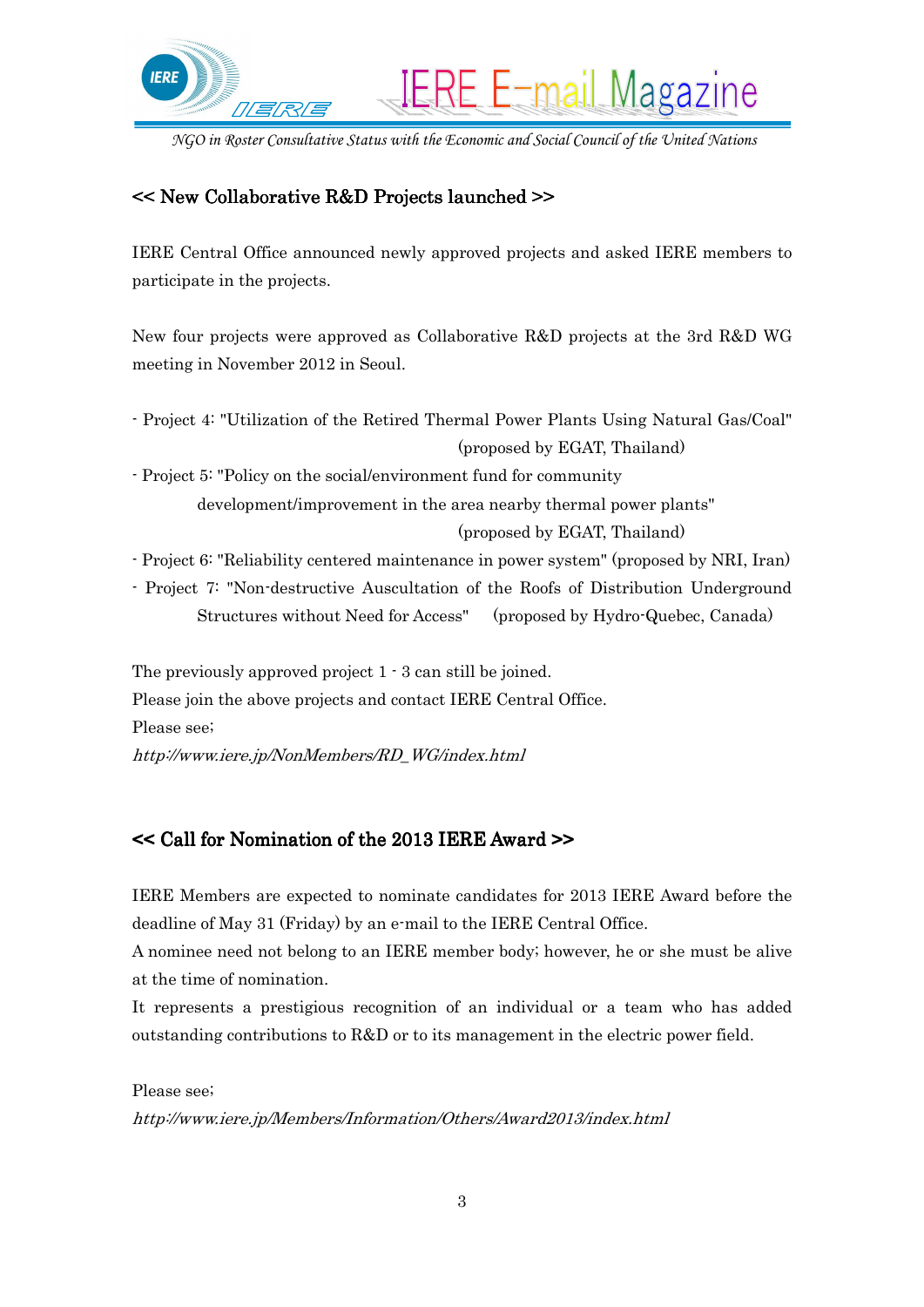## << New Collaborative R&D Projects launched >>

IERE Central Office announced newly approved projects and asked IERE members to participate in the projects.

New four projects were approved as Collaborative R&D projects at the 3rd R&D WG meeting in November 2012 in Seoul.

- Project 4: "Utilization of the Retired Thermal Power Plants Using Natural Gas/Coal" (proposed by EGAT, Thailand)
- Project 5: "Policy on the social/environment fund for community development/improvement in the area nearby thermal power plants" (proposed by EGAT, Thailand)
- Project 6: "Reliability centered maintenance in power system" (proposed by NRI, Iran)
- Project 7: "Non-destructive Auscultation of the Roofs of Distribution Underground Structures without Need for Access" (proposed by Hydro-Quebec, Canada)

The previously approved project 1 - 3 can still be joined.
Please join the above projects and contact IERE Central Office.
Please see;
*http://www.iere.jp/NonMembers/RD_WG/index.html*

## << Call for Nomination of the 2013 IERE Award >>

IERE Members are expected to nominate candidates for 2013 IERE Award before the deadline of May 31 (Friday) by an e-mail to the IERE Central Office.
A nominee need not belong to an IERE member body; however, he or she must be alive at the time of nomination.
It represents a prestigious recognition of an individual or a team who has added outstanding contributions to R&D or to its management in the electric power field.

Please see;
*http://www.iere.jp/Members/Information/Others/Award2013/index.html*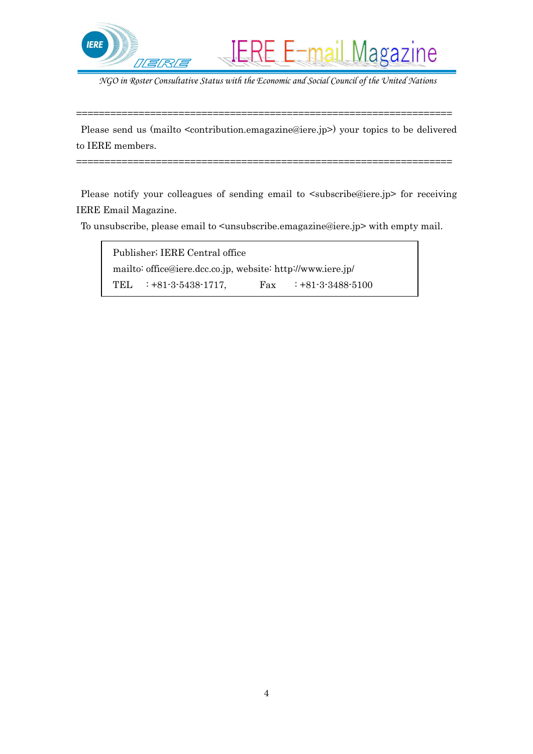===================================================================

Please send us (mailto <contribution.emagazine@iere.jp>) your topics to be delivered to IERE members.

===================================================================

Please notify your colleagues of sending email to <subscribe@iere.jp> for receiving IERE Email Magazine.

To unsubscribe, please email to <unsubscribe.emagazine@iere.jp> with empty mail.

| |
|---|
| Publisher; IERE Central office<br>mailto: office@iere.dcc.co.jp, website: http://www.iere.jp/<br>TEL : +81-3-5438-1717, Fax : +81-3-3488-5100 |